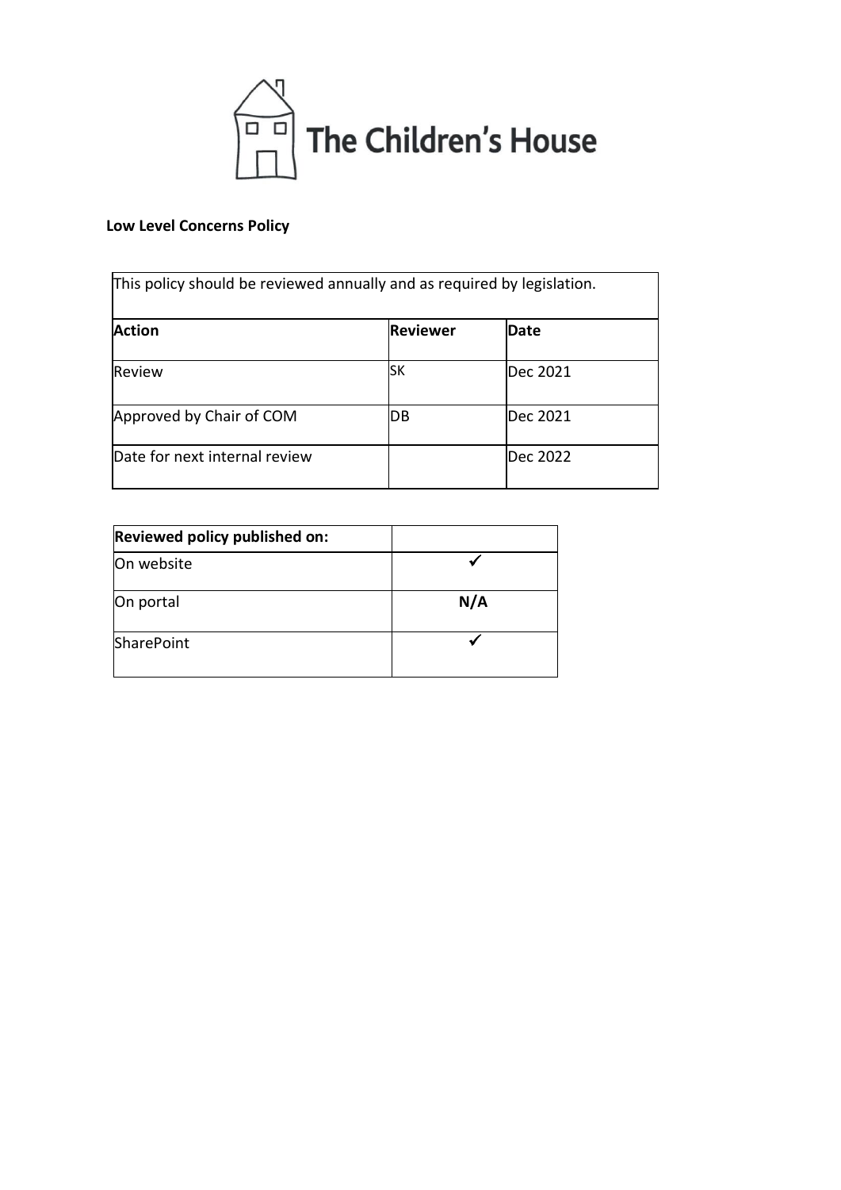# The Children's House

**Low Level Concerns Policy**

| This policy should be reviewed annually and as required by legislation. | | |
|---|---|---|
| **Action** | **Reviewer** | **Date** |
| Review | SK | Dec 2021 |
| Approved by Chair of COM | DB | Dec 2021 |
| Date for next internal review | | Dec 2022 |

| **Reviewed policy published on:** | |
|---|---|
| On website | ✓ |
| On portal | **N/A** |
| SharePoint | ✓ |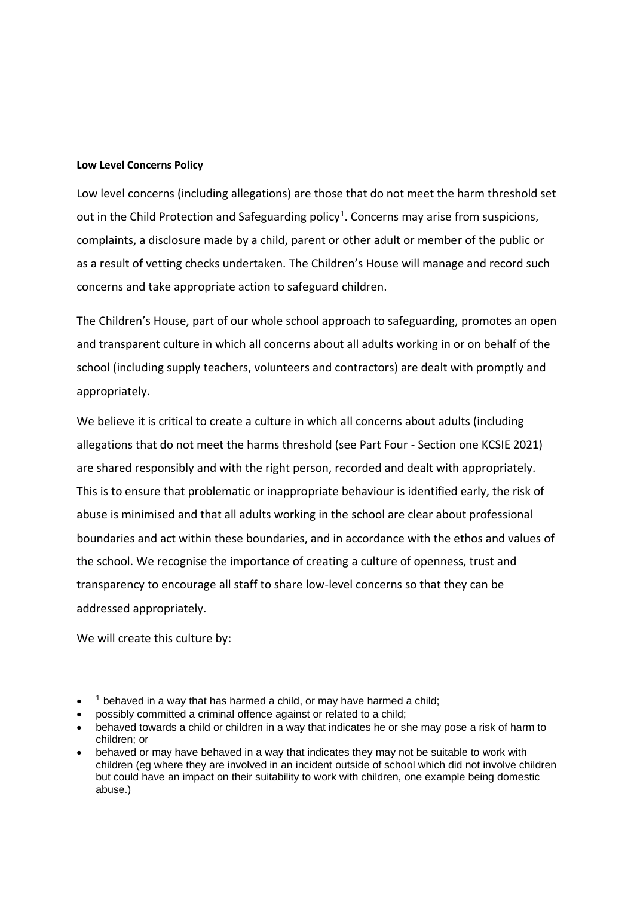**Low Level Concerns Policy**

Low level concerns (including allegations) are those that do not meet the harm threshold set out in the Child Protection and Safeguarding policy[1]. Concerns may arise from suspicions, complaints, a disclosure made by a child, parent or other adult or member of the public or as a result of vetting checks undertaken. The Children's House will manage and record such concerns and take appropriate action to safeguard children.

The Children's House, part of our whole school approach to safeguarding, promotes an open and transparent culture in which all concerns about all adults working in or on behalf of the school (including supply teachers, volunteers and contractors) are dealt with promptly and appropriately.

We believe it is critical to create a culture in which all concerns about adults (including allegations that do not meet the harms threshold (see Part Four - Section one KCSIE 2021) are shared responsibly and with the right person, recorded and dealt with appropriately. This is to ensure that problematic or inappropriate behaviour is identified early, the risk of abuse is minimised and that all adults working in the school are clear about professional boundaries and act within these boundaries, and in accordance with the ethos and values of the school. We recognise the importance of creating a culture of openness, trust and transparency to encourage all staff to share low-level concerns so that they can be addressed appropriately.

We will create this culture by:

---

- [1] behaved in a way that has harmed a child, or may have harmed a child;
- possibly committed a criminal offence against or related to a child;
- behaved towards a child or children in a way that indicates he or she may pose a risk of harm to children; or
- behaved or may have behaved in a way that indicates they may not be suitable to work with children (eg where they are involved in an incident outside of school which did not involve children but could have an impact on their suitability to work with children, one example being domestic abuse.)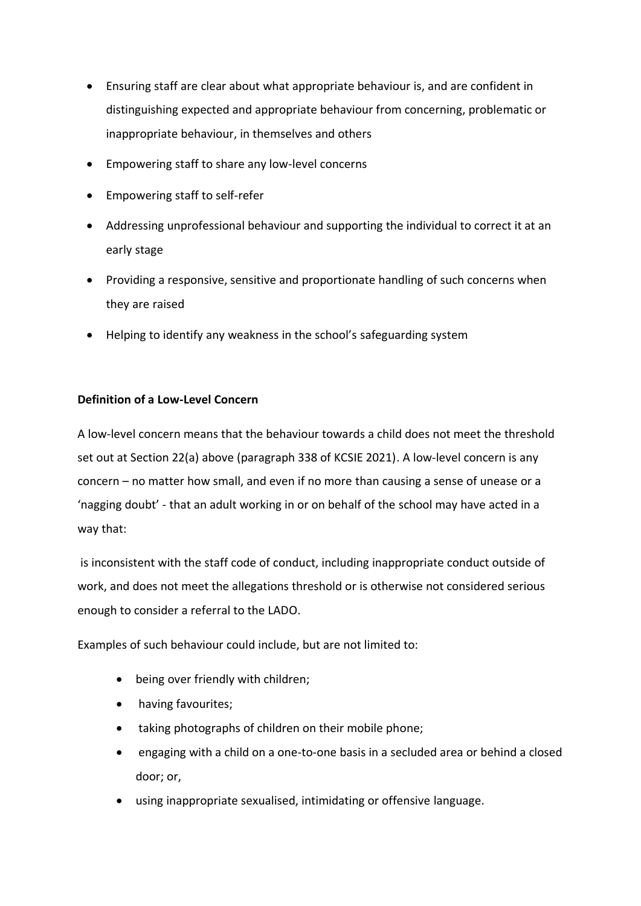- Ensuring staff are clear about what appropriate behaviour is, and are confident in distinguishing expected and appropriate behaviour from concerning, problematic or inappropriate behaviour, in themselves and others
- Empowering staff to share any low-level concerns
- Empowering staff to self-refer
- Addressing unprofessional behaviour and supporting the individual to correct it at an early stage
- Providing a responsive, sensitive and proportionate handling of such concerns when they are raised
- Helping to identify any weakness in the school's safeguarding system

**Definition of a Low-Level Concern**

A low-level concern means that the behaviour towards a child does not meet the threshold set out at Section 22(a) above (paragraph 338 of KCSIE 2021). A low-level concern is any concern – no matter how small, and even if no more than causing a sense of unease or a 'nagging doubt' - that an adult working in or on behalf of the school may have acted in a way that:

is inconsistent with the staff code of conduct, including inappropriate conduct outside of work, and does not meet the allegations threshold or is otherwise not considered serious enough to consider a referral to the LADO.

Examples of such behaviour could include, but are not limited to:

- being over friendly with children;
- having favourites;
- taking photographs of children on their mobile phone;
- engaging with a child on a one-to-one basis in a secluded area or behind a closed door; or,
- using inappropriate sexualised, intimidating or offensive language.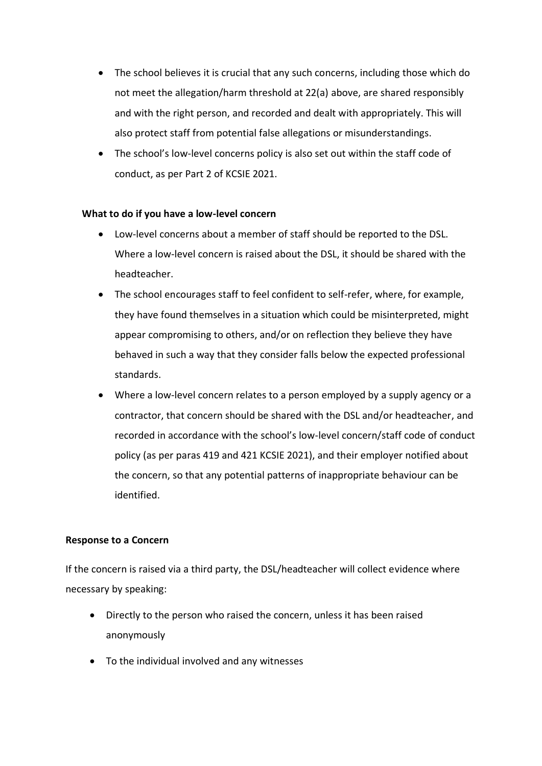- The school believes it is crucial that any such concerns, including those which do not meet the allegation/harm threshold at 22(a) above, are shared responsibly and with the right person, and recorded and dealt with appropriately. This will also protect staff from potential false allegations or misunderstandings.
- The school's low-level concerns policy is also set out within the staff code of conduct, as per Part 2 of KCSIE 2021.

**What to do if you have a low-level concern**

- Low-level concerns about a member of staff should be reported to the DSL. Where a low-level concern is raised about the DSL, it should be shared with the headteacher.
- The school encourages staff to feel confident to self-refer, where, for example, they have found themselves in a situation which could be misinterpreted, might appear compromising to others, and/or on reflection they believe they have behaved in such a way that they consider falls below the expected professional standards.
- Where a low-level concern relates to a person employed by a supply agency or a contractor, that concern should be shared with the DSL and/or headteacher, and recorded in accordance with the school's low-level concern/staff code of conduct policy (as per paras 419 and 421 KCSIE 2021), and their employer notified about the concern, so that any potential patterns of inappropriate behaviour can be identified.

**Response to a Concern**

If the concern is raised via a third party, the DSL/headteacher will collect evidence where necessary by speaking:

- Directly to the person who raised the concern, unless it has been raised anonymously
- To the individual involved and any witnesses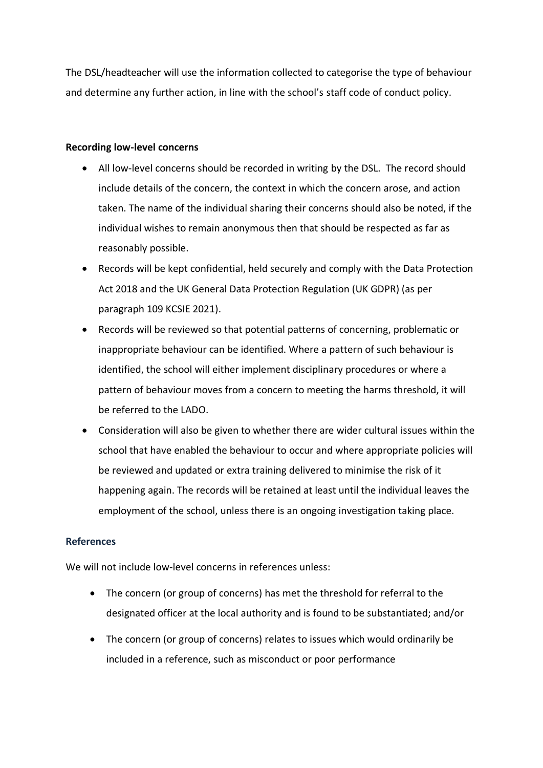The DSL/headteacher will use the information collected to categorise the type of behaviour and determine any further action, in line with the school's staff code of conduct policy.

**Recording low-level concerns**

- All low-level concerns should be recorded in writing by the DSL. The record should include details of the concern, the context in which the concern arose, and action taken. The name of the individual sharing their concerns should also be noted, if the individual wishes to remain anonymous then that should be respected as far as reasonably possible.
- Records will be kept confidential, held securely and comply with the Data Protection Act 2018 and the UK General Data Protection Regulation (UK GDPR) (as per paragraph 109 KCSIE 2021).
- Records will be reviewed so that potential patterns of concerning, problematic or inappropriate behaviour can be identified. Where a pattern of such behaviour is identified, the school will either implement disciplinary procedures or where a pattern of behaviour moves from a concern to meeting the harms threshold, it will be referred to the LADO.
- Consideration will also be given to whether there are wider cultural issues within the school that have enabled the behaviour to occur and where appropriate policies will be reviewed and updated or extra training delivered to minimise the risk of it happening again. The records will be retained at least until the individual leaves the employment of the school, unless there is an ongoing investigation taking place.

**References**

We will not include low-level concerns in references unless:

- The concern (or group of concerns) has met the threshold for referral to the designated officer at the local authority and is found to be substantiated; and/or
- The concern (or group of concerns) relates to issues which would ordinarily be included in a reference, such as misconduct or poor performance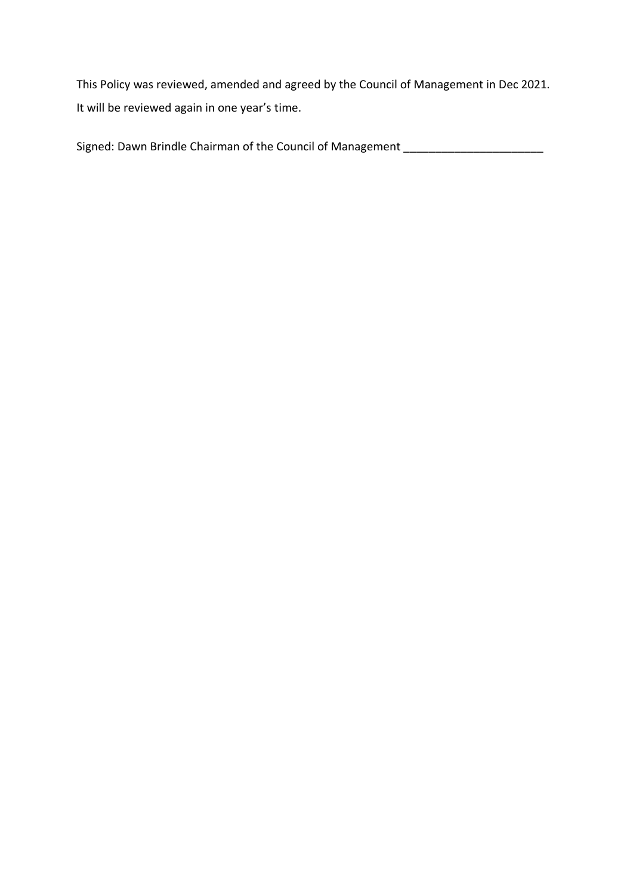This Policy was reviewed, amended and agreed by the Council of Management in Dec 2021.
It will be reviewed again in one year's time.

Signed: Dawn Brindle Chairman of the Council of Management ______________________